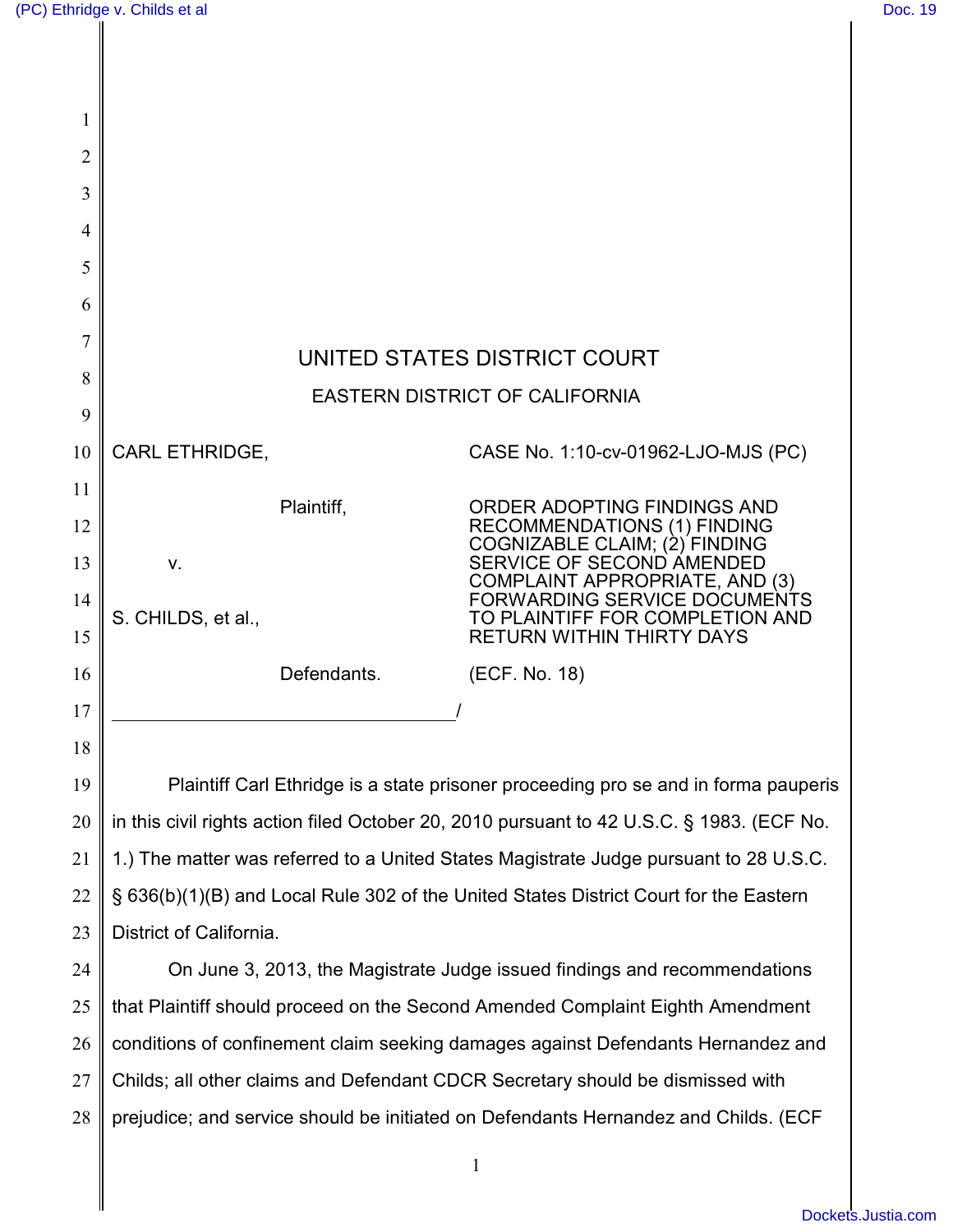# UNITED STATES DISTRICT COURT

## EASTERN DISTRICT OF CALIFORNIA

| | |
|---|---|
| CARL ETHRIDGE,<br><br>Plaintiff,<br><br>v.<br><br>S. CHILDS, et al.,<br><br>Defendants. | CASE No. 1:10-cv-01962-LJO-MJS (PC)<br><br>ORDER ADOPTING FINDINGS AND RECOMMENDATIONS (1) FINDING COGNIZABLE CLAIM; (2) FINDING SERVICE OF SECOND AMENDED COMPLAINT APPROPRIATE, AND (3) FORWARDING SERVICE DOCUMENTS TO PLAINTIFF FOR COMPLETION AND RETURN WITHIN THIRTY DAYS<br><br>(ECF. No. 18) |

Plaintiff Carl Ethridge is a state prisoner proceeding pro se and in forma pauperis in this civil rights action filed October 20, 2010 pursuant to 42 U.S.C. § 1983. (ECF No. 1.) The matter was referred to a United States Magistrate Judge pursuant to 28 U.S.C. § 636(b)(1)(B) and Local Rule 302 of the United States District Court for the Eastern District of California.

On June 3, 2013, the Magistrate Judge issued findings and recommendations that Plaintiff should proceed on the Second Amended Complaint Eighth Amendment conditions of confinement claim seeking damages against Defendants Hernandez and Childs; all other claims and Defendant CDCR Secretary should be dismissed with prejudice; and service should be initiated on Defendants Hernandez and Childs. (ECF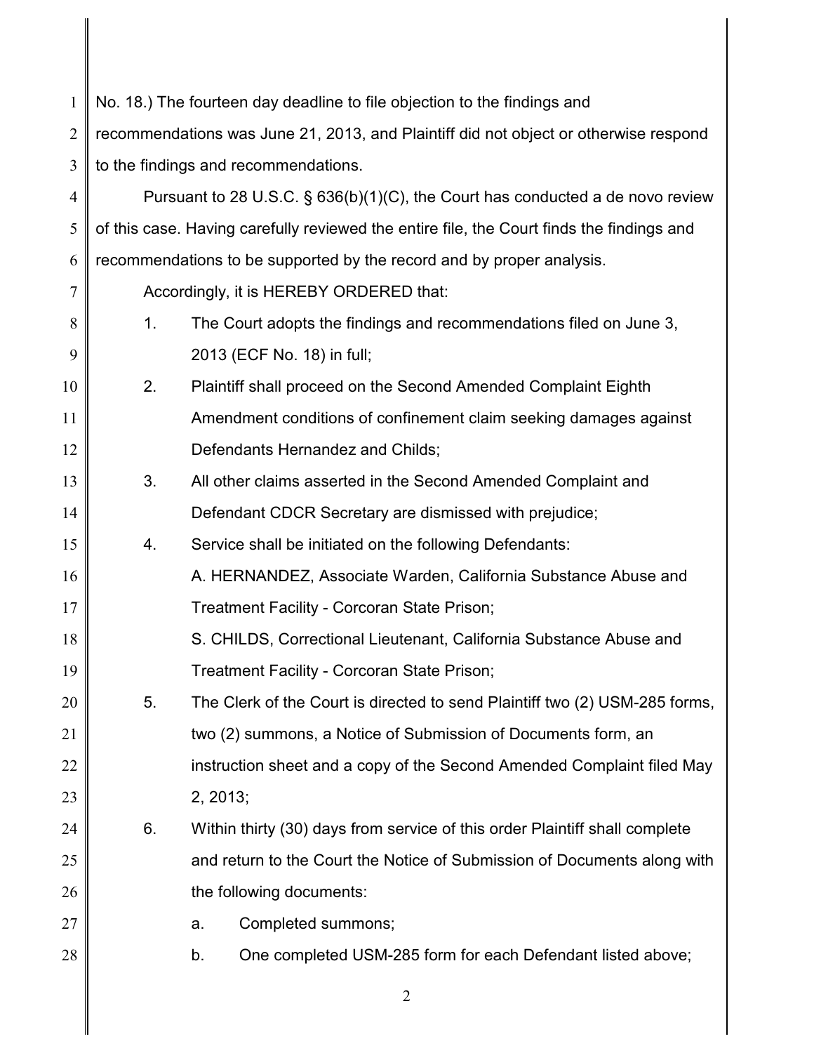No. 18.) The fourteen day deadline to file objection to the findings and recommendations was June 21, 2013, and Plaintiff did not object or otherwise respond to the findings and recommendations.

Pursuant to 28 U.S.C. § 636(b)(1)(C), the Court has conducted a de novo review of this case. Having carefully reviewed the entire file, the Court finds the findings and recommendations to be supported by the record and by proper analysis.

Accordingly, it is HEREBY ORDERED that:

1. The Court adopts the findings and recommendations filed on June 3, 2013 (ECF No. 18) in full;
2. Plaintiff shall proceed on the Second Amended Complaint Eighth Amendment conditions of confinement claim seeking damages against Defendants Hernandez and Childs;
3. All other claims asserted in the Second Amended Complaint and Defendant CDCR Secretary are dismissed with prejudice;
4. Service shall be initiated on the following Defendants:

   A. HERNANDEZ, Associate Warden, California Substance Abuse and Treatment Facility - Corcoran State Prison;

   S. CHILDS, Correctional Lieutenant, California Substance Abuse and Treatment Facility - Corcoran State Prison;
5. The Clerk of the Court is directed to send Plaintiff two (2) USM-285 forms, two (2) summons, a Notice of Submission of Documents form, an instruction sheet and a copy of the Second Amended Complaint filed May 2, 2013;
6. Within thirty (30) days from service of this order Plaintiff shall complete and return to the Court the Notice of Submission of Documents along with the following documents:
   a. Completed summons;
   b. One completed USM-285 form for each Defendant listed above;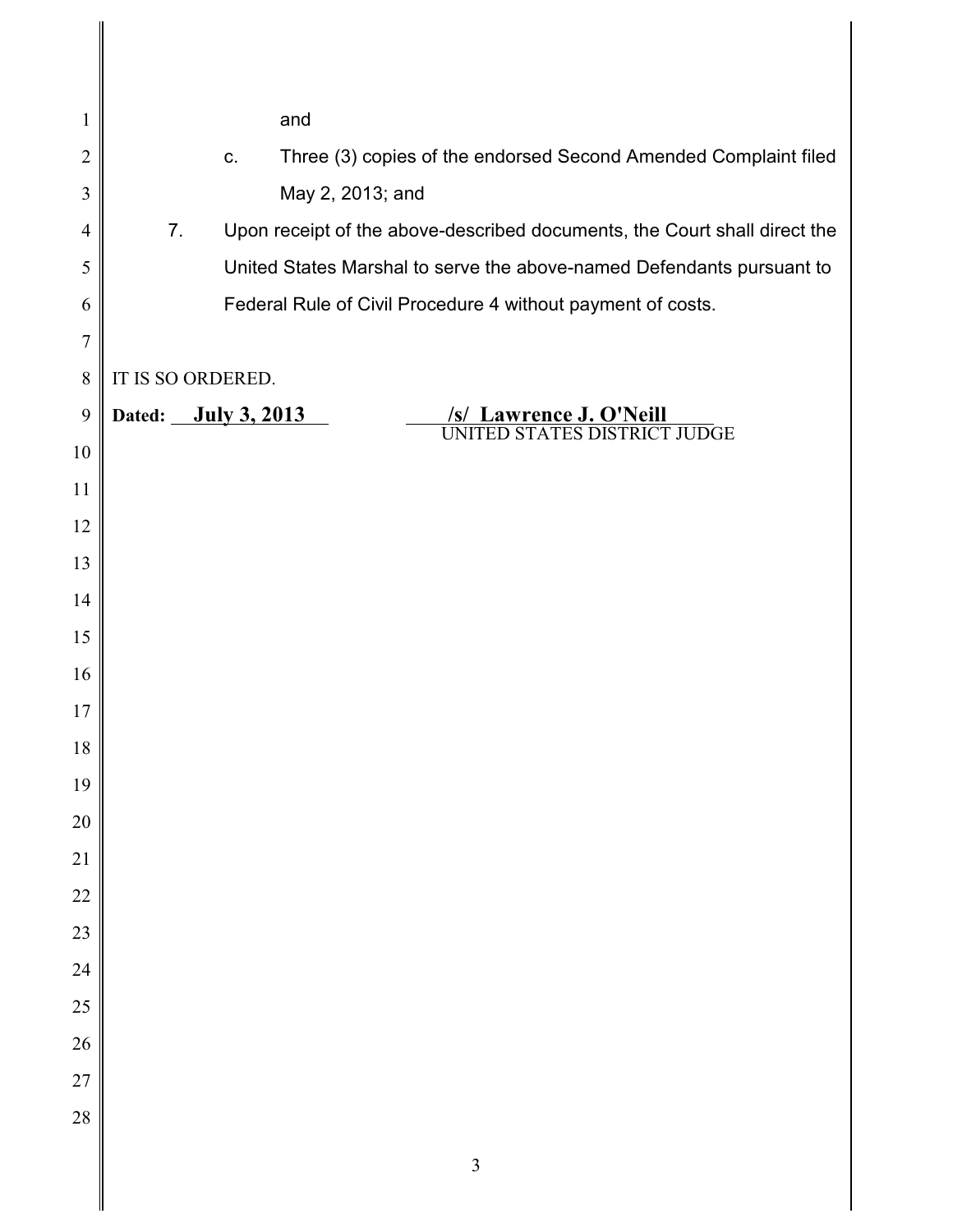and

c. Three (3) copies of the endorsed Second Amended Complaint filed May 2, 2013; and

7. Upon receipt of the above-described documents, the Court shall direct the United States Marshal to serve the above-named Defendants pursuant to Federal Rule of Civil Procedure 4 without payment of costs.

IT IS SO ORDERED.

**Dated: July 3, 2013** **/s/ Lawrence J. O'Neill**
UNITED STATES DISTRICT JUDGE